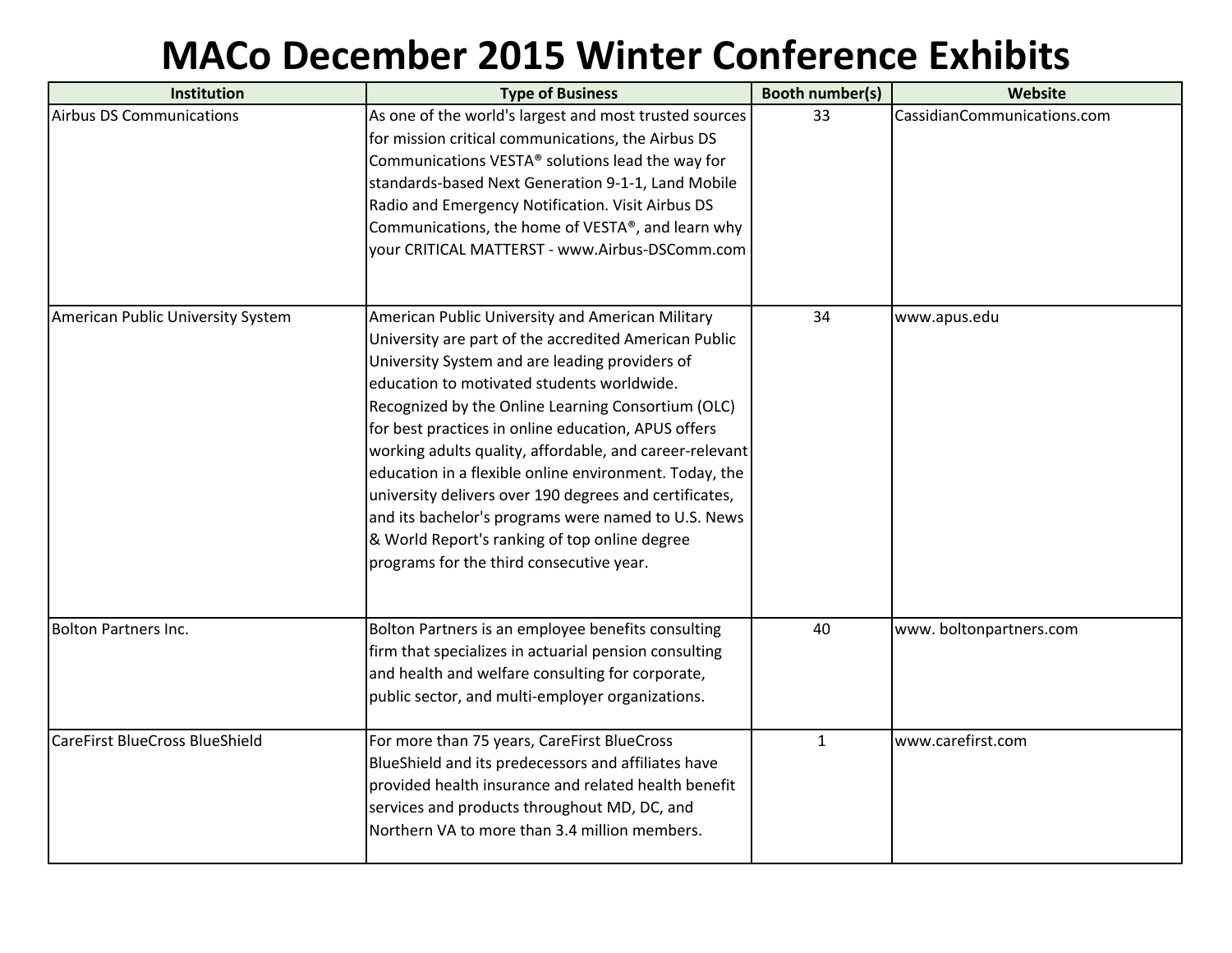# MACo December 2015 Winter Conference Exhibits

| Institution | Type of Business | Booth number(s) | Website |
|---|---|---|---|
| Airbus DS Communications | As one of the world's largest and most trusted sources for mission critical communications, the Airbus DS Communications VESTA® solutions lead the way for standards-based Next Generation 9-1-1, Land Mobile Radio and Emergency Notification. Visit Airbus DS Communications, the home of VESTA®, and learn why your CRITICAL MATTERST - www.Airbus-DSComm.com | 33 | CassidianCommunications.com |
| American Public University System | American Public University and American Military University are part of the accredited American Public University System and are leading providers of education to motivated students worldwide. Recognized by the Online Learning Consortium (OLC) for best practices in online education, APUS offers working adults quality, affordable, and career-relevant education in a flexible online environment. Today, the university delivers over 190 degrees and certificates, and its bachelor's programs were named to U.S. News & World Report's ranking of top online degree programs for the third consecutive year. | 34 | www.apus.edu |
| Bolton Partners Inc. | Bolton Partners is an employee benefits consulting firm that specializes in actuarial pension consulting and health and welfare consulting for corporate, public sector, and multi-employer organizations. | 40 | www. boltonpartners.com |
| CareFirst BlueCross BlueShield | For more than 75 years, CareFirst BlueCross BlueShield and its predecessors and affiliates have provided health insurance and related health benefit services and products throughout MD, DC, and Northern VA to more than 3.4 million members. | 1 | www.carefirst.com |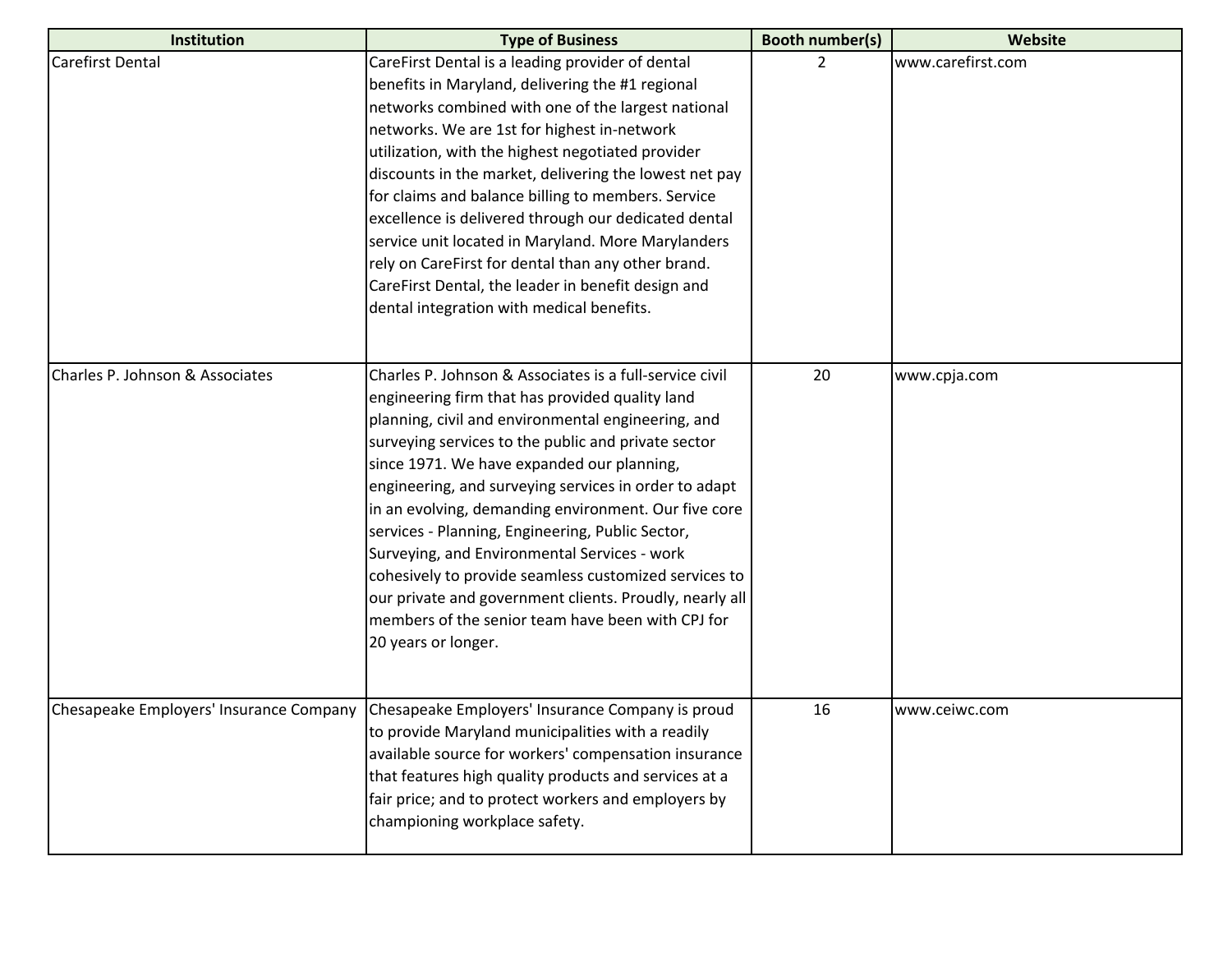| Institution | Type of Business | Booth number(s) | Website |
|---|---|---|---|
| Carefirst Dental | CareFirst Dental is a leading provider of dental benefits in Maryland, delivering the #1 regional networks combined with one of the largest national networks. We are 1st for highest in-network utilization, with the highest negotiated provider discounts in the market, delivering the lowest net pay for claims and balance billing to members. Service excellence is delivered through our dedicated dental service unit located in Maryland. More Marylanders rely on CareFirst for dental than any other brand. CareFirst Dental, the leader in benefit design and dental integration with medical benefits. | 2 | www.carefirst.com |
| Charles P. Johnson & Associates | Charles P. Johnson & Associates is a full-service civil engineering firm that has provided quality land planning, civil and environmental engineering, and surveying services to the public and private sector since 1971. We have expanded our planning, engineering, and surveying services in order to adapt in an evolving, demanding environment. Our five core services - Planning, Engineering, Public Sector, Surveying, and Environmental Services - work cohesively to provide seamless customized services to our private and government clients. Proudly, nearly all members of the senior team have been with CPJ for 20 years or longer. | 20 | www.cpja.com |
| Chesapeake Employers' Insurance Company | Chesapeake Employers' Insurance Company is proud to provide Maryland municipalities with a readily available source for workers' compensation insurance that features high quality products and services at a fair price; and to protect workers and employers by championing workplace safety. | 16 | www.ceiwc.com |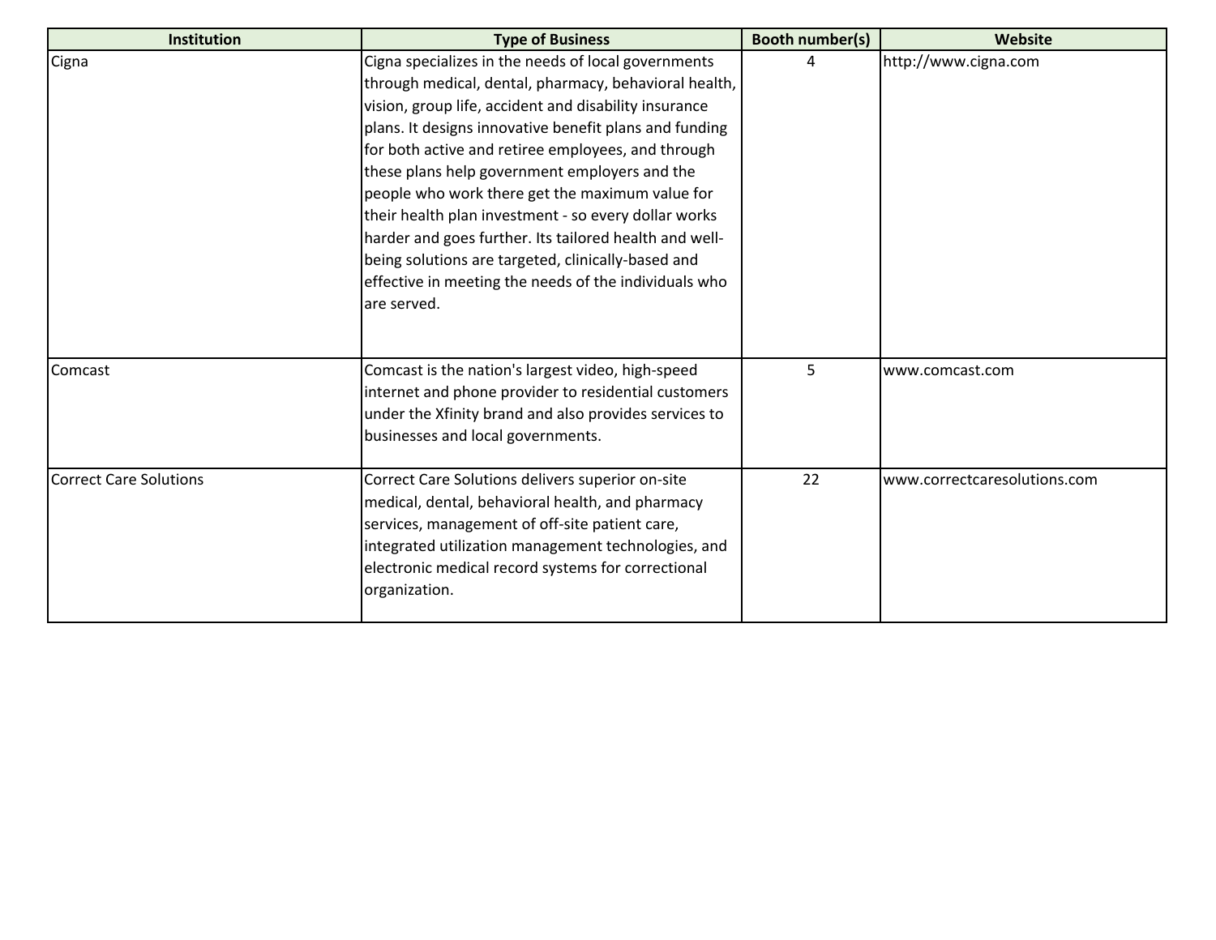| Institution | Type of Business | Booth number(s) | Website |
| --- | --- | --- | --- |
| Cigna | Cigna specializes in the needs of local governments through medical, dental, pharmacy, behavioral health, vision, group life, accident and disability insurance plans. It designs innovative benefit plans and funding for both active and retiree employees, and through these plans help government employers and the people who work there get the maximum value for their health plan investment - so every dollar works harder and goes further. Its tailored health and well-being solutions are targeted, clinically-based and effective in meeting the needs of the individuals who are served. | 4 | http://www.cigna.com |
| Comcast | Comcast is the nation's largest video, high-speed internet and phone provider to residential customers under the Xfinity brand and also provides services to businesses and local governments. | 5 | www.comcast.com |
| Correct Care Solutions | Correct Care Solutions delivers superior on-site medical, dental, behavioral health, and pharmacy services, management of off-site patient care, integrated utilization management technologies, and electronic medical record systems for correctional organization. | 22 | www.correctcaresolutions.com |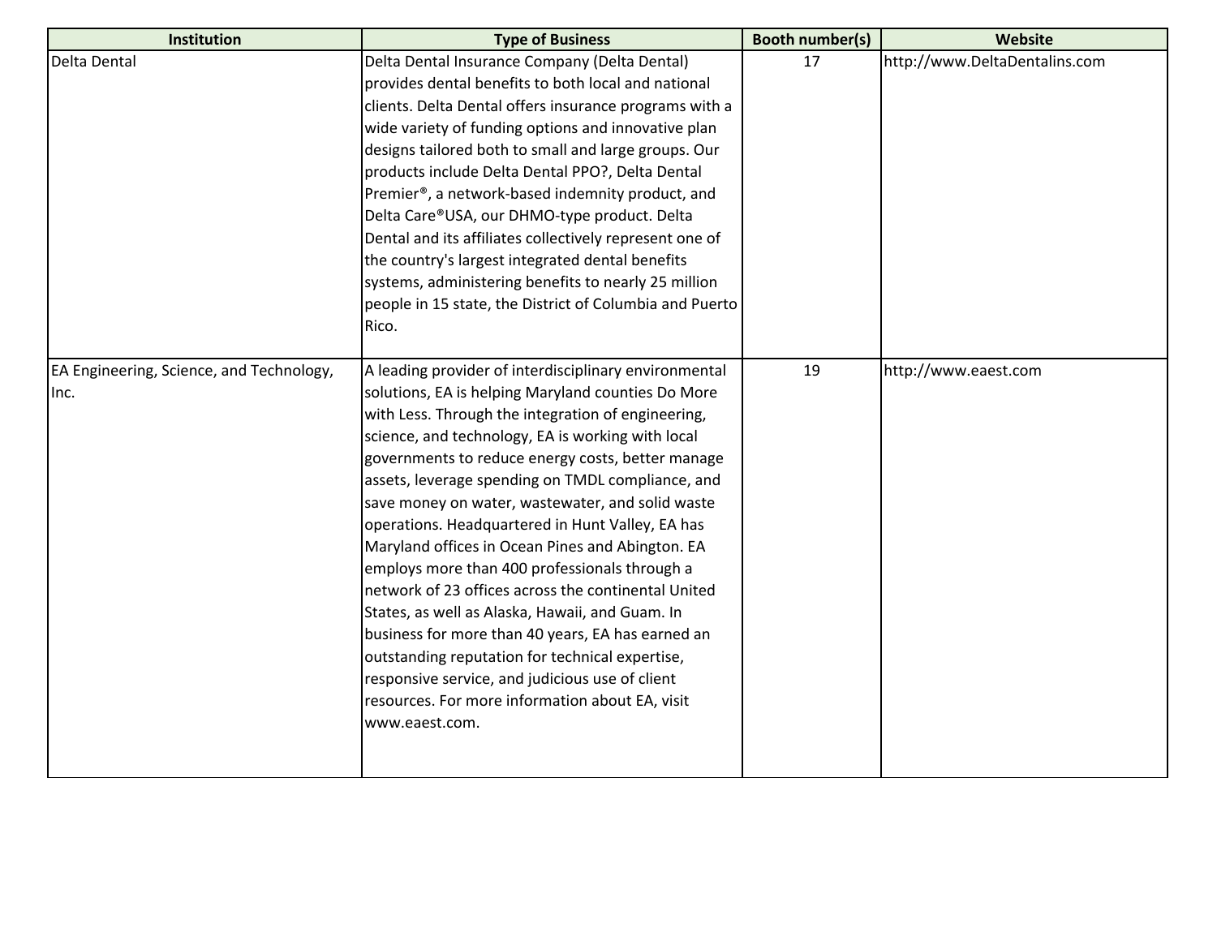| Institution | Type of Business | Booth number(s) | Website |
| --- | --- | --- | --- |
| Delta Dental | Delta Dental Insurance Company (Delta Dental) provides dental benefits to both local and national clients. Delta Dental offers insurance programs with a wide variety of funding options and innovative plan designs tailored both to small and large groups. Our products include Delta Dental PPO?, Delta Dental Premier®, a network-based indemnity product, and Delta Care®USA, our DHMO-type product. Delta Dental and its affiliates collectively represent one of the country's largest integrated dental benefits systems, administering benefits to nearly 25 million people in 15 state, the District of Columbia and Puerto Rico. | 17 | http://www.DeltaDentalins.com |
| EA Engineering, Science, and Technology, Inc. | A leading provider of interdisciplinary environmental solutions, EA is helping Maryland counties Do More with Less. Through the integration of engineering, science, and technology, EA is working with local governments to reduce energy costs, better manage assets, leverage spending on TMDL compliance, and save money on water, wastewater, and solid waste operations. Headquartered in Hunt Valley, EA has Maryland offices in Ocean Pines and Abington. EA employs more than 400 professionals through a network of 23 offices across the continental United States, as well as Alaska, Hawaii, and Guam. In business for more than 40 years, EA has earned an outstanding reputation for technical expertise, responsive service, and judicious use of client resources. For more information about EA, visit www.eaest.com. | 19 | http://www.eaest.com |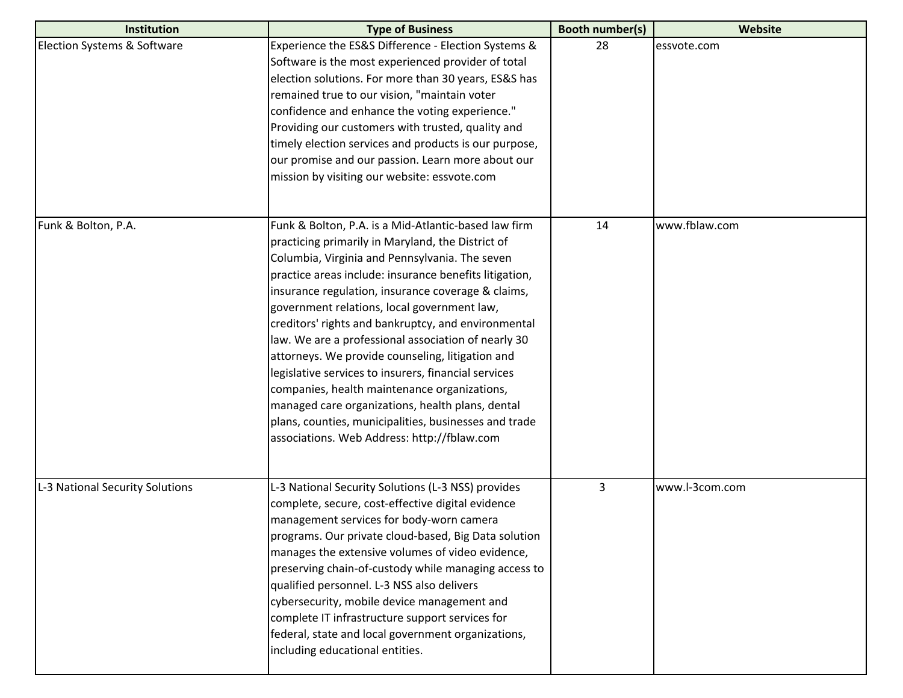| Institution | Type of Business | Booth number(s) | Website |
|---|---|---|---|
| Election Systems & Software | Experience the ES&S Difference - Election Systems & Software is the most experienced provider of total election solutions. For more than 30 years, ES&S has remained true to our vision, "maintain voter confidence and enhance the voting experience." Providing our customers with trusted, quality and timely election services and products is our purpose, our promise and our passion. Learn more about our mission by visiting our website: essvote.com | 28 | essvote.com |
| Funk & Bolton, P.A. | Funk & Bolton, P.A. is a Mid-Atlantic-based law firm practicing primarily in Maryland, the District of Columbia, Virginia and Pennsylvania. The seven practice areas include: insurance benefits litigation, insurance regulation, insurance coverage & claims, government relations, local government law, creditors' rights and bankruptcy, and environmental law. We are a professional association of nearly 30 attorneys. We provide counseling, litigation and legislative services to insurers, financial services companies, health maintenance organizations, managed care organizations, health plans, dental plans, counties, municipalities, businesses and trade associations. Web Address: http://fblaw.com | 14 | www.fblaw.com |
| L-3 National Security Solutions | L-3 National Security Solutions (L-3 NSS) provides complete, secure, cost-effective digital evidence management services for body-worn camera programs. Our private cloud-based, Big Data solution manages the extensive volumes of video evidence, preserving chain-of-custody while managing access to qualified personnel. L-3 NSS also delivers cybersecurity, mobile device management and complete IT infrastructure support services for federal, state and local government organizations, including educational entities. | 3 | www.l-3com.com |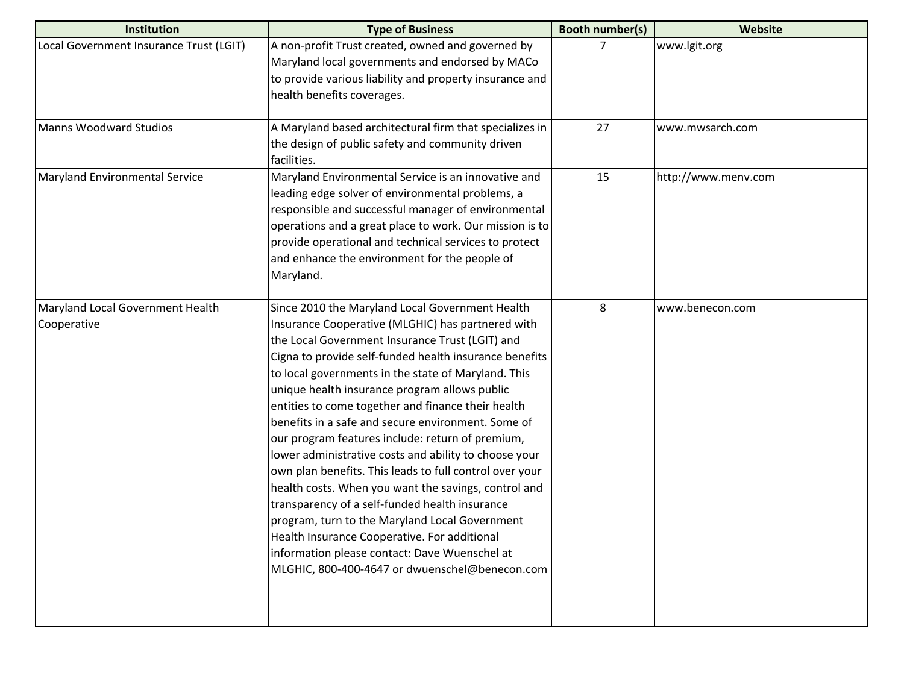| Institution | Type of Business | Booth number(s) | Website |
| --- | --- | --- | --- |
| Local Government Insurance Trust (LGIT) | A non-profit Trust created, owned and governed by Maryland local governments and endorsed by MACo to provide various liability and property insurance and health benefits coverages. | 7 | www.lgit.org |
| Manns Woodward Studios | A Maryland based architectural firm that specializes in the design of public safety and community driven facilities. | 27 | www.mwsarch.com |
| Maryland Environmental Service | Maryland Environmental Service is an innovative and leading edge solver of environmental problems, a responsible and successful manager of environmental operations and a great place to work. Our mission is to provide operational and technical services to protect and enhance the environment for the people of Maryland. | 15 | http://www.menv.com |
| Maryland Local Government Health Cooperative | Since 2010 the Maryland Local Government Health Insurance Cooperative (MLGHIC) has partnered with the Local Government Insurance Trust (LGIT) and Cigna to provide self-funded health insurance benefits to local governments in the state of Maryland. This unique health insurance program allows public entities to come together and finance their health benefits in a safe and secure environment. Some of our program features include: return of premium, lower administrative costs and ability to choose your own plan benefits. This leads to full control over your health costs. When you want the savings, control and transparency of a self-funded health insurance program, turn to the Maryland Local Government Health Insurance Cooperative. For additional information please contact: Dave Wuenschel at MLGHIC, 800-400-4647 or dwuenschel@benecon.com | 8 | www.benecon.com |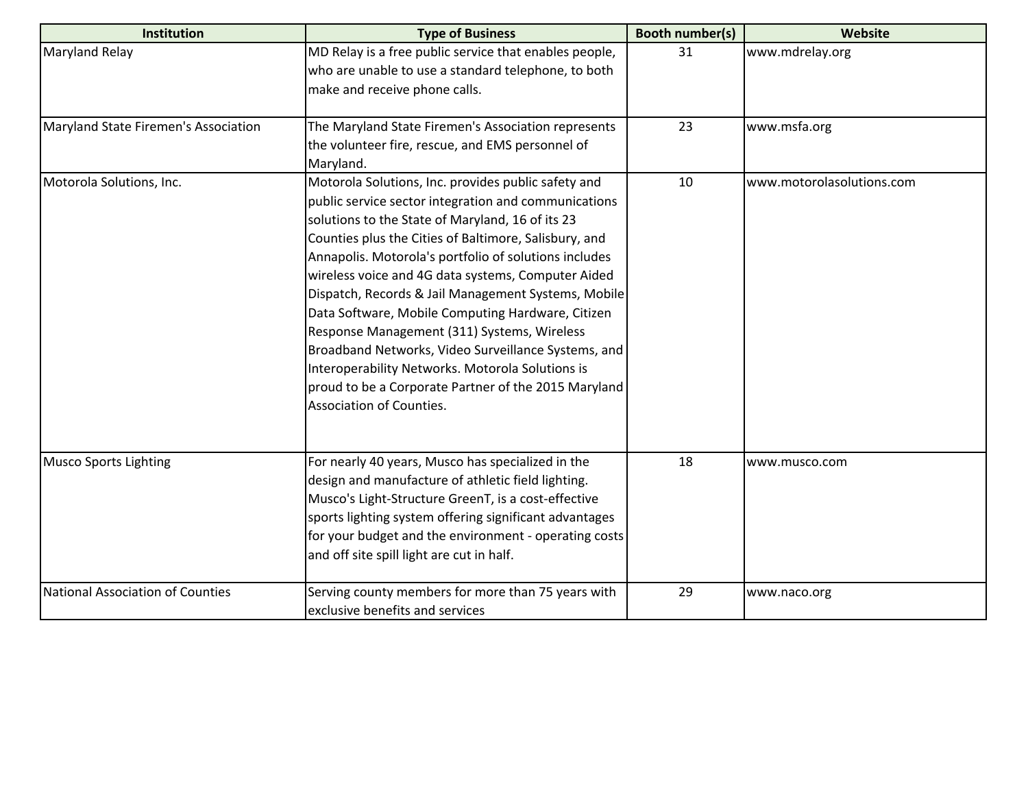| Institution | Type of Business | Booth number(s) | Website |
|---|---|---|---|
| Maryland Relay | MD Relay is a free public service that enables people, who are unable to use a standard telephone, to both make and receive phone calls. | 31 | www.mdrelay.org |
| Maryland State Firemen's Association | The Maryland State Firemen's Association represents the volunteer fire, rescue, and EMS personnel of Maryland. | 23 | www.msfa.org |
| Motorola Solutions, Inc. | Motorola Solutions, Inc. provides public safety and public service sector integration and communications solutions to the State of Maryland, 16 of its 23 Counties plus the Cities of Baltimore, Salisbury, and Annapolis. Motorola's portfolio of solutions includes wireless voice and 4G data systems, Computer Aided Dispatch, Records & Jail Management Systems, Mobile Data Software, Mobile Computing Hardware, Citizen Response Management (311) Systems, Wireless Broadband Networks, Video Surveillance Systems, and Interoperability Networks. Motorola Solutions is proud to be a Corporate Partner of the 2015 Maryland Association of Counties. | 10 | www.motorolasolutions.com |
| Musco Sports Lighting | For nearly 40 years, Musco has specialized in the design and manufacture of athletic field lighting. Musco's Light-Structure GreenT, is a cost-effective sports lighting system offering significant advantages for your budget and the environment - operating costs and off site spill light are cut in half. | 18 | www.musco.com |
| National Association of Counties | Serving county members for more than 75 years with exclusive benefits and services | 29 | www.naco.org |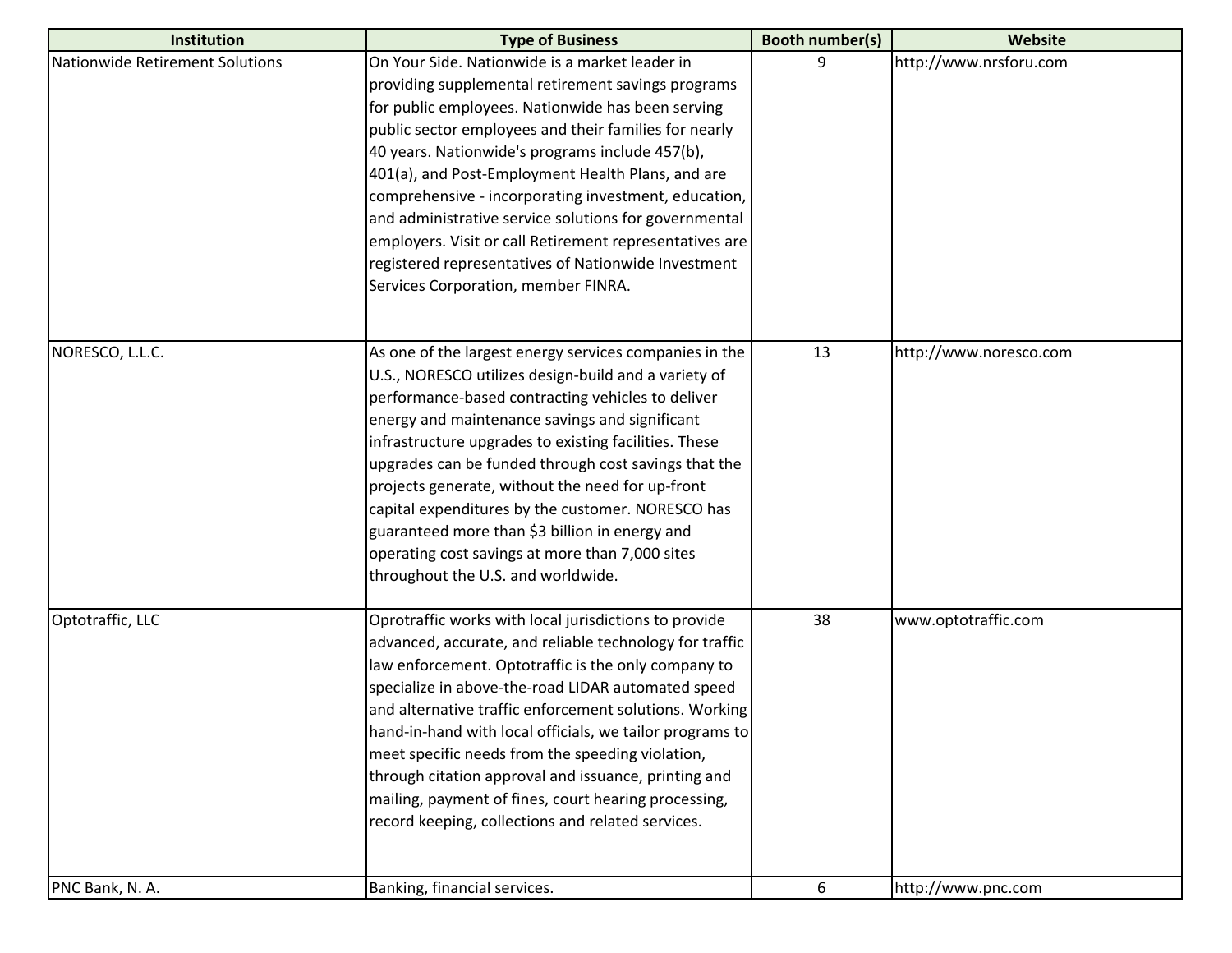| Institution | Type of Business | Booth number(s) | Website |
|---|---|---|---|
| Nationwide Retirement Solutions | On Your Side. Nationwide is a market leader in providing supplemental retirement savings programs for public employees. Nationwide has been serving public sector employees and their families for nearly 40 years. Nationwide's programs include 457(b), 401(a), and Post-Employment Health Plans, and are comprehensive - incorporating investment, education, and administrative service solutions for governmental employers. Visit or call Retirement representatives are registered representatives of Nationwide Investment Services Corporation, member FINRA. | 9 | http://www.nrsforu.com |
| NORESCO, L.L.C. | As one of the largest energy services companies in the U.S., NORESCO utilizes design-build and a variety of performance-based contracting vehicles to deliver energy and maintenance savings and significant infrastructure upgrades to existing facilities. These upgrades can be funded through cost savings that the projects generate, without the need for up-front capital expenditures by the customer. NORESCO has guaranteed more than $3 billion in energy and operating cost savings at more than 7,000 sites throughout the U.S. and worldwide. | 13 | http://www.noresco.com |
| Optotraffic, LLC | Oprotraffic works with local jurisdictions to provide advanced, accurate, and reliable technology for traffic law enforcement. Optotraffic is the only company to specialize in above-the-road LIDAR automated speed and alternative traffic enforcement solutions. Working hand-in-hand with local officials, we tailor programs to meet specific needs from the speeding violation, through citation approval and issuance, printing and mailing, payment of fines, court hearing processing, record keeping, collections and related services. | 38 | www.optotraffic.com |
| PNC Bank, N. A. | Banking, financial services. | 6 | http://www.pnc.com |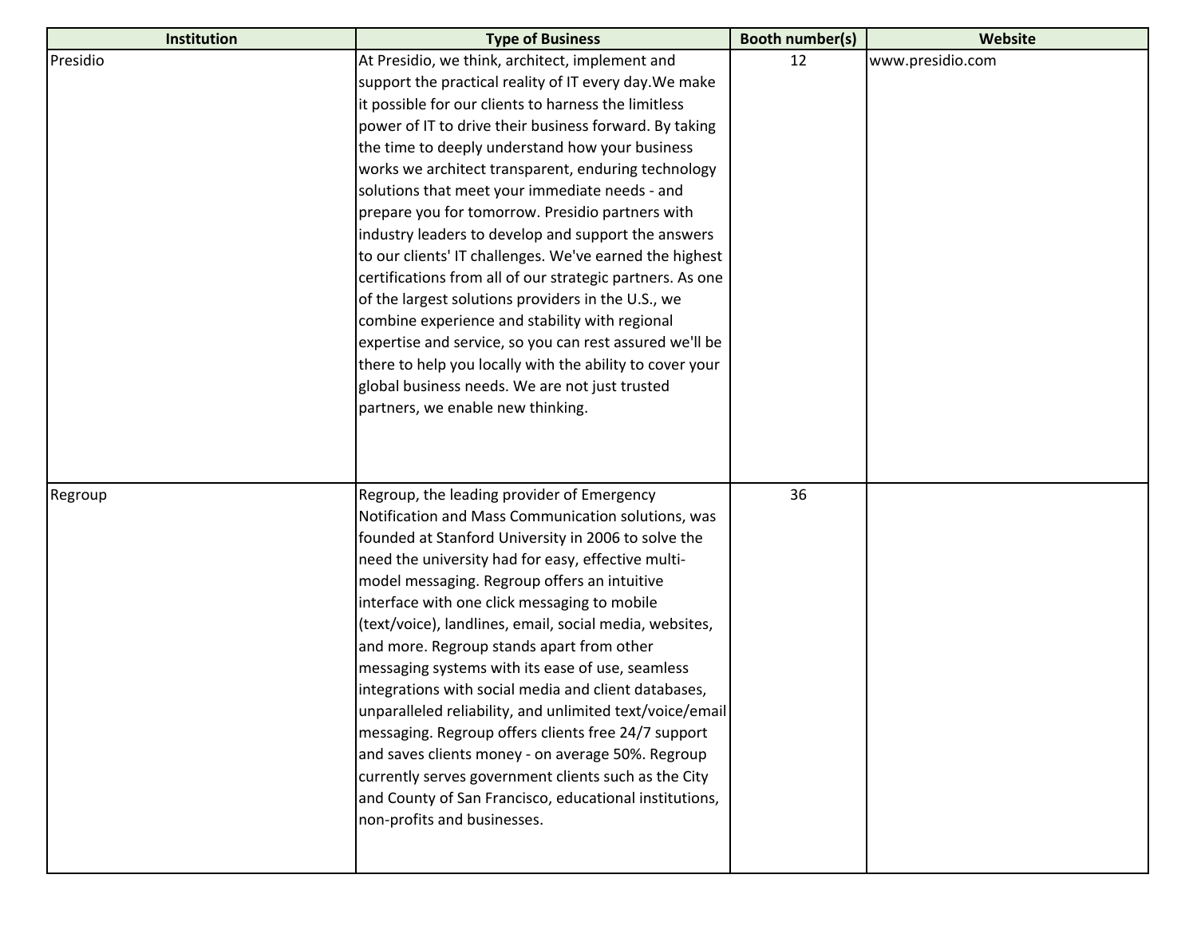| Institution | Type of Business | Booth number(s) | Website |
| --- | --- | --- | --- |
| Presidio | At Presidio, we think, architect, implement and support the practical reality of IT every day.We make it possible for our clients to harness the limitless power of IT to drive their business forward. By taking the time to deeply understand how your business works we architect transparent, enduring technology solutions that meet your immediate needs - and prepare you for tomorrow. Presidio partners with industry leaders to develop and support the answers to our clients' IT challenges. We've earned the highest certifications from all of our strategic partners. As one of the largest solutions providers in the U.S., we combine experience and stability with regional expertise and service, so you can rest assured we'll be there to help you locally with the ability to cover your global business needs. We are not just trusted partners, we enable new thinking. | 12 | www.presidio.com |
| Regroup | Regroup, the leading provider of Emergency Notification and Mass Communication solutions, was founded at Stanford University in 2006 to solve the need the university had for easy, effective multi-model messaging. Regroup offers an intuitive interface with one click messaging to mobile (text/voice), landlines, email, social media, websites, and more. Regroup stands apart from other messaging systems with its ease of use, seamless integrations with social media and client databases, unparalleled reliability, and unlimited text/voice/email messaging. Regroup offers clients free 24/7 support and saves clients money - on average 50%. Regroup currently serves government clients such as the City and County of San Francisco, educational institutions, non-profits and businesses. | 36 | |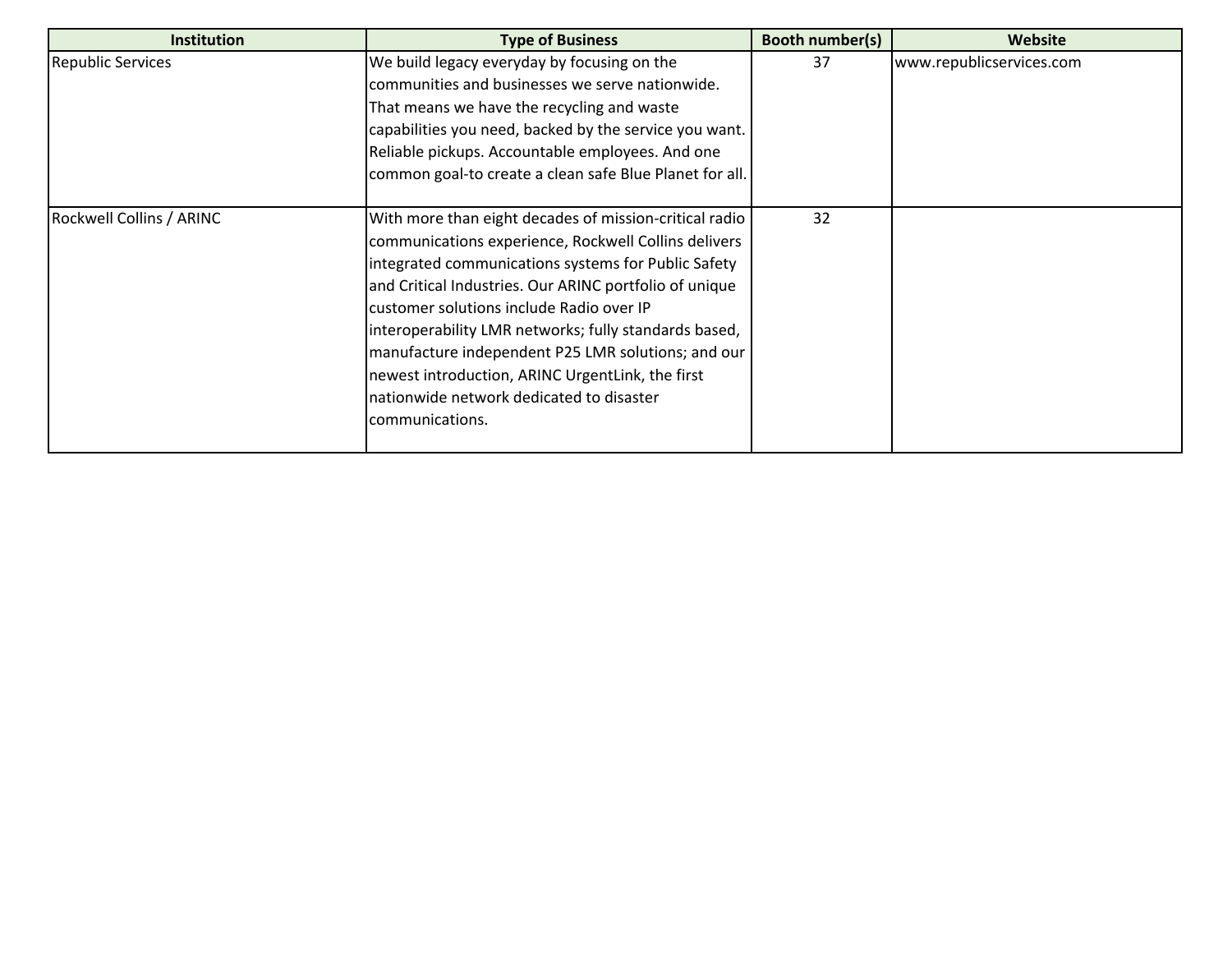| Institution | Type of Business | Booth number(s) | Website |
|---|---|---|---|
| Republic Services | We build legacy everyday by focusing on the communities and businesses we serve nationwide. That means we have the recycling and waste capabilities you need, backed by the service you want. Reliable pickups. Accountable employees. And one common goal-to create a clean safe Blue Planet for all. | 37 | www.republicservices.com |
| Rockwell Collins / ARINC | With more than eight decades of mission-critical radio communications experience, Rockwell Collins delivers integrated communications systems for Public Safety and Critical Industries. Our ARINC portfolio of unique customer solutions include Radio over IP interoperability LMR networks; fully standards based, manufacture independent P25 LMR solutions; and our newest introduction, ARINC UrgentLink, the first nationwide network dedicated to disaster communications. | 32 | |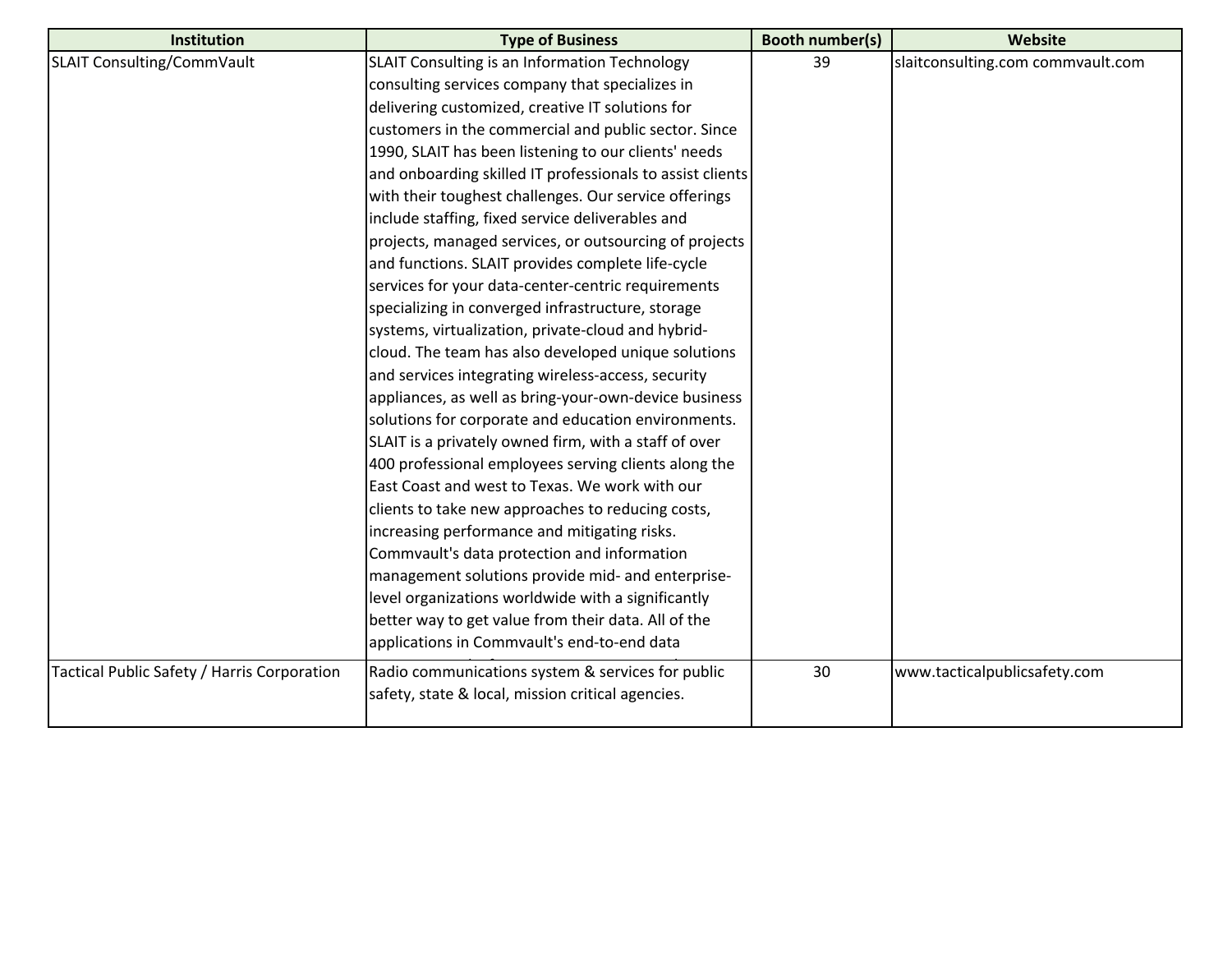| Institution | Type of Business | Booth number(s) | Website |
| --- | --- | --- | --- |
| SLAIT Consulting/CommVault | SLAIT Consulting is an Information Technology consulting services company that specializes in delivering customized, creative IT solutions for customers in the commercial and public sector. Since 1990, SLAIT has been listening to our clients' needs and onboarding skilled IT professionals to assist clients with their toughest challenges. Our service offerings include staffing, fixed service deliverables and projects, managed services, or outsourcing of projects and functions. SLAIT provides complete life-cycle services for your data-center-centric requirements specializing in converged infrastructure, storage systems, virtualization, private-cloud and hybrid-cloud. The team has also developed unique solutions and services integrating wireless-access, security appliances, as well as bring-your-own-device business solutions for corporate and education environments. SLAIT is a privately owned firm, with a staff of over 400 professional employees serving clients along the East Coast and west to Texas. We work with our clients to take new approaches to reducing costs, increasing performance and mitigating risks. Commvault's data protection and information management solutions provide mid- and enterprise-level organizations worldwide with a significantly better way to get value from their data. All of the applications in Commvault's end-to-end data | 39 | slaitconsulting.com commvault.com |
| Tactical Public Safety / Harris Corporation | Radio communications system & services for public safety, state & local, mission critical agencies. | 30 | www.tacticalpublicsafety.com |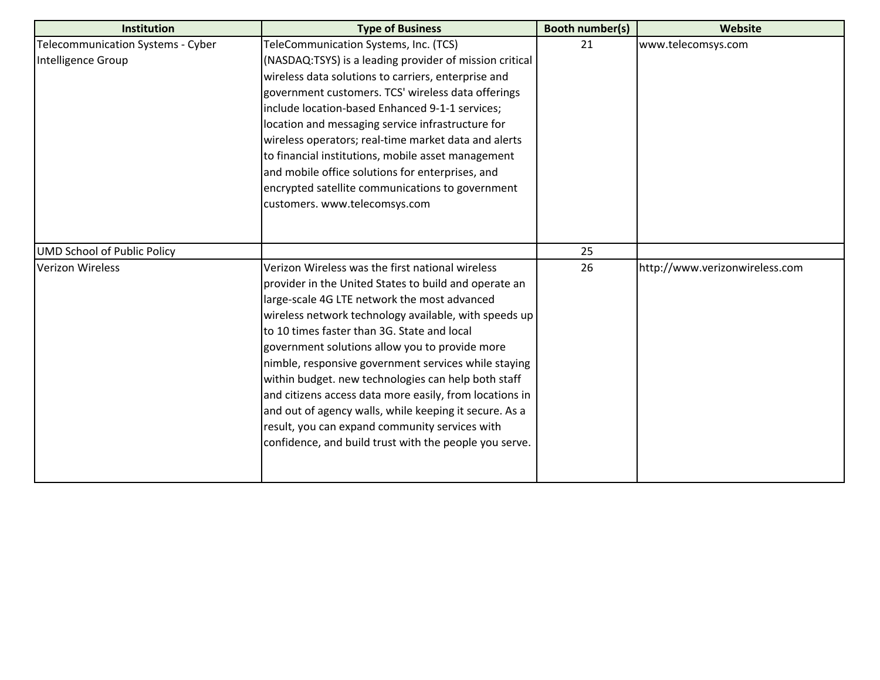| Institution | Type of Business | Booth number(s) | Website |
|---|---|---|---|
| Telecommunication Systems - Cyber Intelligence Group | TeleCommunication Systems, Inc. (TCS) (NASDAQ:TSYS) is a leading provider of mission critical wireless data solutions to carriers, enterprise and government customers. TCS' wireless data offerings include location-based Enhanced 9-1-1 services; location and messaging service infrastructure for wireless operators; real-time market data and alerts to financial institutions, mobile asset management and mobile office solutions for enterprises, and encrypted satellite communications to government customers. www.telecomsys.com | 21 | www.telecomsys.com |
| UMD School of Public Policy | | 25 | |
| Verizon Wireless | Verizon Wireless was the first national wireless provider in the United States to build and operate an large-scale 4G LTE network the most advanced wireless network technology available, with speeds up to 10 times faster than 3G. State and local government solutions allow you to provide more nimble, responsive government services while staying within budget. new technologies can help both staff and citizens access data more easily, from locations in and out of agency walls, while keeping it secure. As a result, you can expand community services with confidence, and build trust with the people you serve. | 26 | http://www.verizonwireless.com |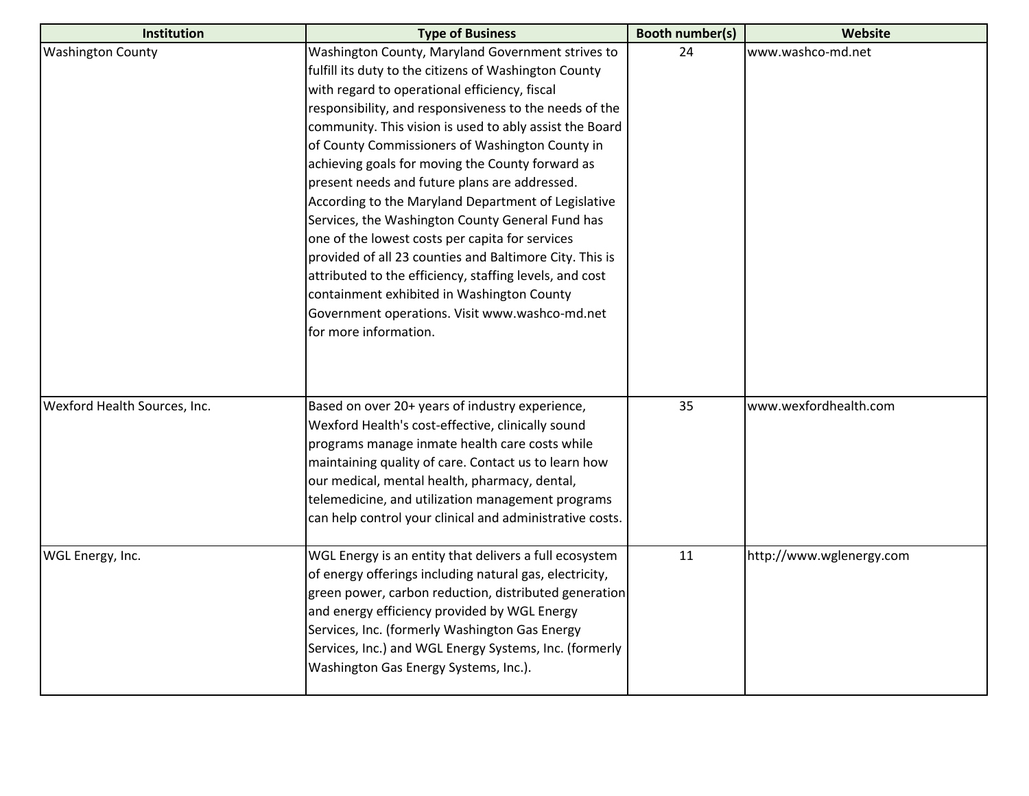| Institution | Type of Business | Booth number(s) | Website |
|---|---|---|---|
| Washington County | Washington County, Maryland Government strives to fulfill its duty to the citizens of Washington County with regard to operational efficiency, fiscal responsibility, and responsiveness to the needs of the community. This vision is used to ably assist the Board of County Commissioners of Washington County in achieving goals for moving the County forward as present needs and future plans are addressed. According to the Maryland Department of Legislative Services, the Washington County General Fund has one of the lowest costs per capita for services provided of all 23 counties and Baltimore City. This is attributed to the efficiency, staffing levels, and cost containment exhibited in Washington County Government operations. Visit www.washco-md.net for more information. | 24 | www.washco-md.net |
| Wexford Health Sources, Inc. | Based on over 20+ years of industry experience, Wexford Health's cost-effective, clinically sound programs manage inmate health care costs while maintaining quality of care. Contact us to learn how our medical, mental health, pharmacy, dental, telemedicine, and utilization management programs can help control your clinical and administrative costs. | 35 | www.wexfordhealth.com |
| WGL Energy, Inc. | WGL Energy is an entity that delivers a full ecosystem of energy offerings including natural gas, electricity, green power, carbon reduction, distributed generation and energy efficiency provided by WGL Energy Services, Inc. (formerly Washington Gas Energy Services, Inc.) and WGL Energy Systems, Inc. (formerly Washington Gas Energy Systems, Inc.). | 11 | http://www.wglenergy.com |